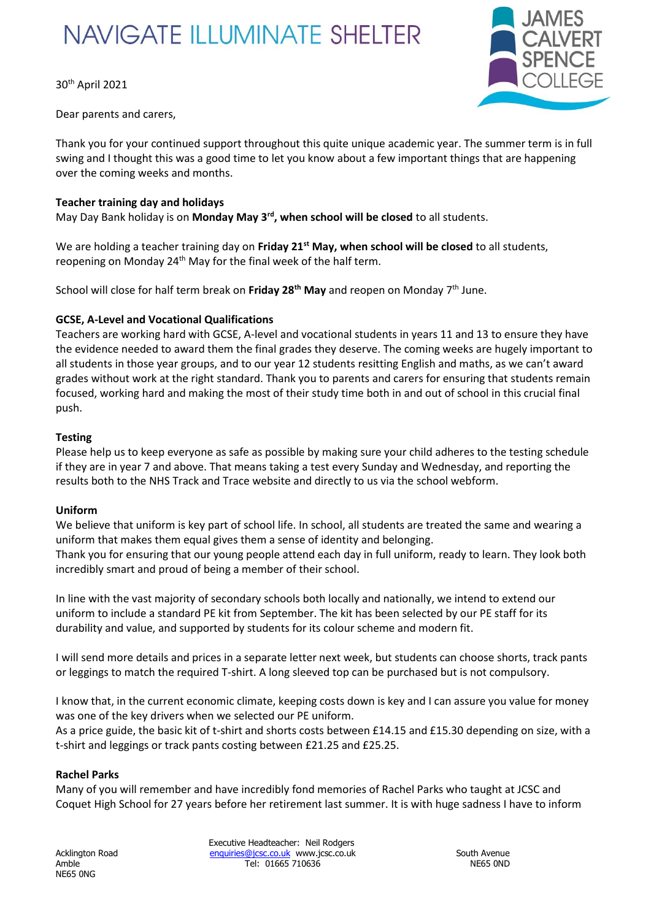# NAVIGATE ILLUMINATE SHELTER

30th April 2021

Dear parents and carers,

Thank you for your continued support throughout this quite unique academic year. The summer term is in full swing and I thought this was a good time to let you know about a few important things that are happening over the coming weeks and months.

**Teacher training day and holidays**

May Day Bank holiday is on **Monday May 3rd, when school will be closed** to all students.

We are holding a teacher training day on **Friday 21st May, when school will be closed** to all students, reopening on Monday 24th May for the final week of the half term.

School will close for half term break on **Friday 28th May** and reopen on Monday 7th June.

**GCSE, A-Level and Vocational Qualifications**

Teachers are working hard with GCSE, A-level and vocational students in years 11 and 13 to ensure they have the evidence needed to award them the final grades they deserve. The coming weeks are hugely important to all students in those year groups, and to our year 12 students resitting English and maths, as we can't award grades without work at the right standard. Thank you to parents and carers for ensuring that students remain focused, working hard and making the most of their study time both in and out of school in this crucial final push.

**Testing**

Please help us to keep everyone as safe as possible by making sure your child adheres to the testing schedule if they are in year 7 and above. That means taking a test every Sunday and Wednesday, and reporting the results both to the NHS Track and Trace website and directly to us via the school webform.

**Uniform**

We believe that uniform is key part of school life. In school, all students are treated the same and wearing a uniform that makes them equal gives them a sense of identity and belonging.
Thank you for ensuring that our young people attend each day in full uniform, ready to learn. They look both incredibly smart and proud of being a member of their school.

In line with the vast majority of secondary schools both locally and nationally, we intend to extend our uniform to include a standard PE kit from September. The kit has been selected by our PE staff for its durability and value, and supported by students for its colour scheme and modern fit.

I will send more details and prices in a separate letter next week, but students can choose shorts, track pants or leggings to match the required T-shirt. A long sleeved top can be purchased but is not compulsory.

I know that, in the current economic climate, keeping costs down is key and I can assure you value for money was one of the key drivers when we selected our PE uniform.
As a price guide, the basic kit of t-shirt and shorts costs between £14.15 and £15.30 depending on size, with a t-shirt and leggings or track pants costing between £21.25 and £25.25.

**Rachel Parks**

Many of you will remember and have incredibly fond memories of Rachel Parks who taught at JCSC and Coquet High School for 27 years before her retirement last summer. It is with huge sadness I have to inform

Acklington Road
Amble
NE65 0NG

Executive Headteacher: Neil Rodgers
enquiries@jcsc.co.uk www.jcsc.co.uk
Tel: 01665 710636

South Avenue
NE65 0ND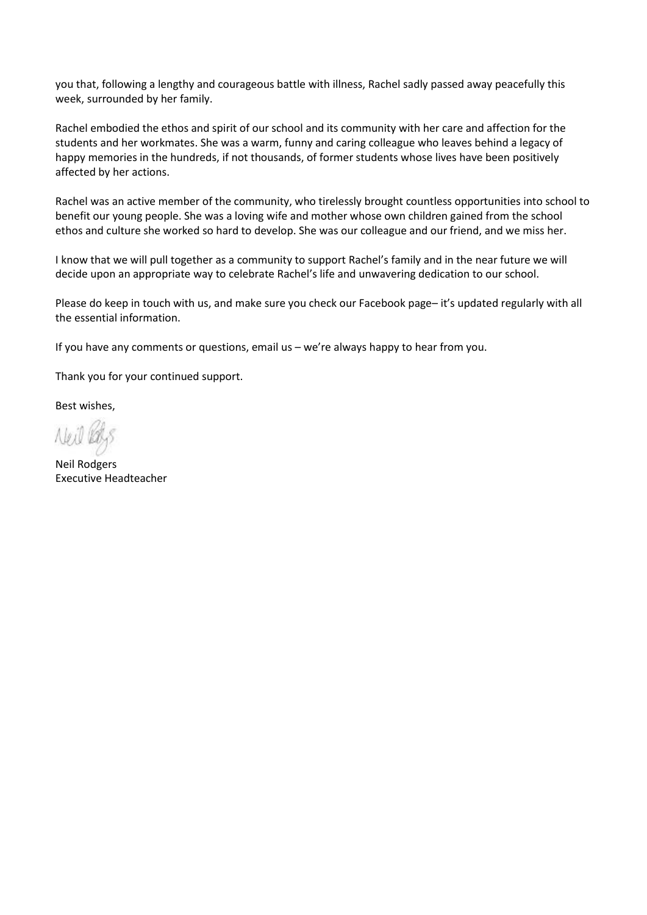you that, following a lengthy and courageous battle with illness, Rachel sadly passed away peacefully this week, surrounded by her family.

Rachel embodied the ethos and spirit of our school and its community with her care and affection for the students and her workmates. She was a warm, funny and caring colleague who leaves behind a legacy of happy memories in the hundreds, if not thousands, of former students whose lives have been positively affected by her actions.

Rachel was an active member of the community, who tirelessly brought countless opportunities into school to benefit our young people. She was a loving wife and mother whose own children gained from the school ethos and culture she worked so hard to develop. She was our colleague and our friend, and we miss her.

I know that we will pull together as a community to support Rachel's family and in the near future we will decide upon an appropriate way to celebrate Rachel's life and unwavering dedication to our school.

Please do keep in touch with us, and make sure you check our Facebook page– it's updated regularly with all the essential information.

If you have any comments or questions, email us – we're always happy to hear from you.

Thank you for your continued support.

Best wishes,

Neil Rodgers
Executive Headteacher